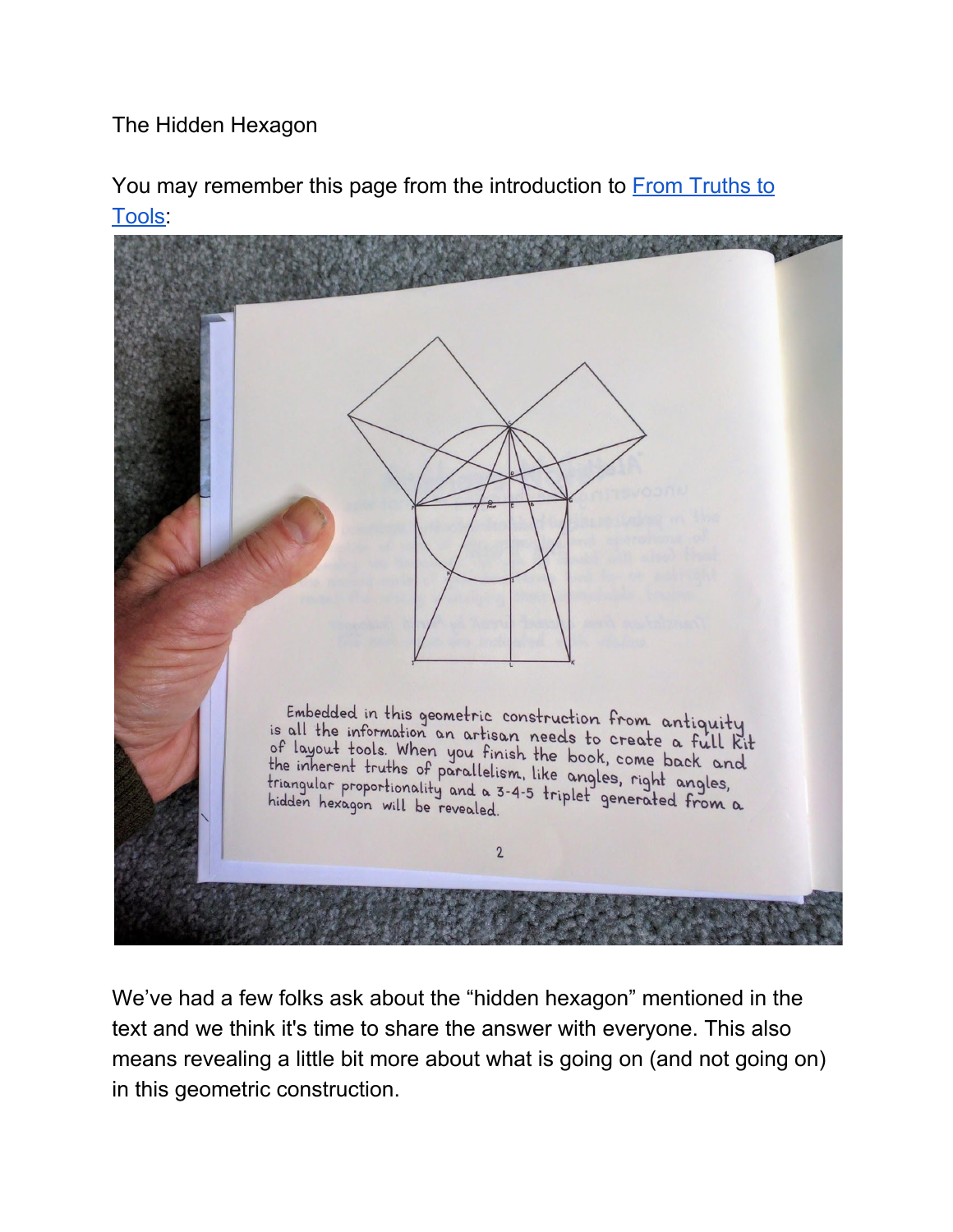The Hidden Hexagon

You may remember this page from the introduction to [From Truths to Tools](From Truths to Tools):

Embedded in this geometric construction from antiquity is all the information an artisan needs to create a full kit of layout tools. When you finish the book, come back and the inherent truths of parallelism, like angles, right angles, triangular proportionality and a 3-4-5 triplet generated from a hidden hexagon will be revealed.

We've had a few folks ask about the "hidden hexagon" mentioned in the text and we think it's time to share the answer with everyone. This also means revealing a little bit more about what is going on (and not going on) in this geometric construction.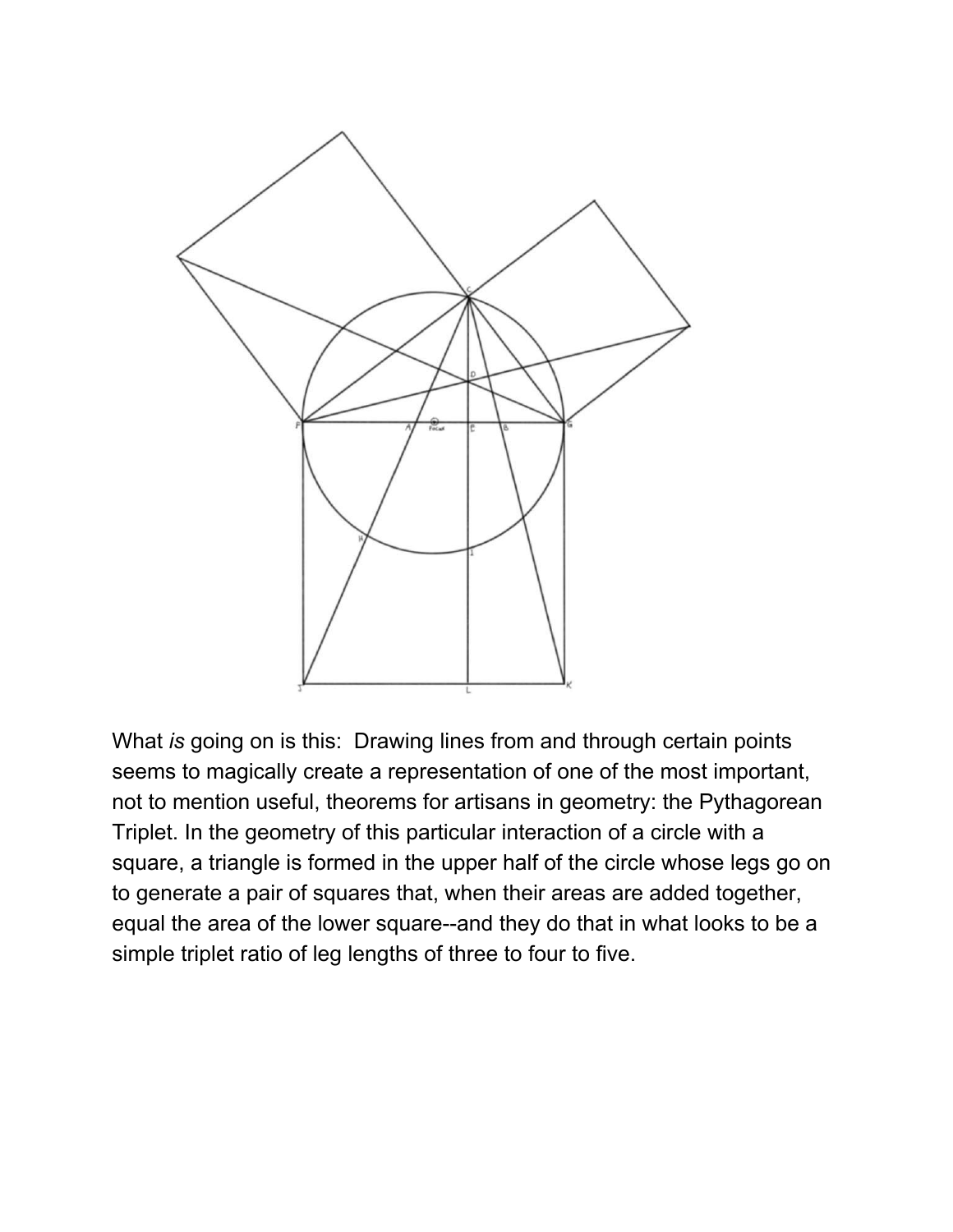What *is* going on is this: Drawing lines from and through certain points seems to magically create a representation of one of the most important, not to mention useful, theorems for artisans in geometry: the Pythagorean Triplet. In the geometry of this particular interaction of a circle with a square, a triangle is formed in the upper half of the circle whose legs go on to generate a pair of squares that, when their areas are added together, equal the area of the lower square--and they do that in what looks to be a simple triplet ratio of leg lengths of three to four to five.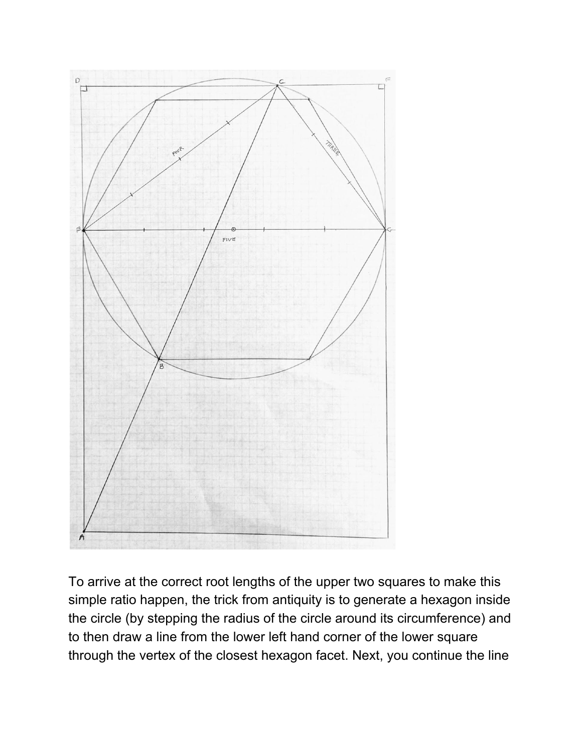To arrive at the correct root lengths of the upper two squares to make this simple ratio happen, the trick from antiquity is to generate a hexagon inside the circle (by stepping the radius of the circle around its circumference) and to then draw a line from the lower left hand corner of the lower square through the vertex of the closest hexagon facet. Next, you continue the line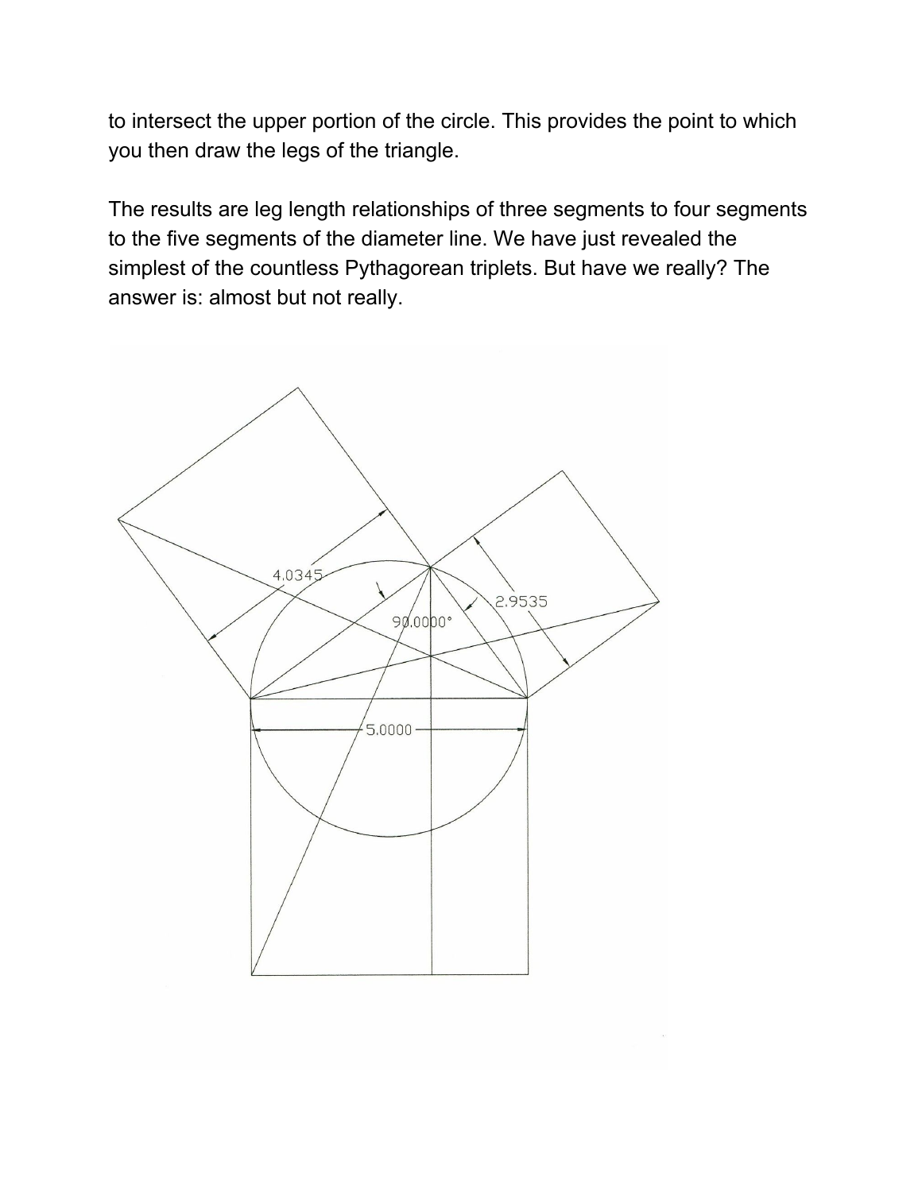to intersect the upper portion of the circle. This provides the point to which you then draw the legs of the triangle.

The results are leg length relationships of three segments to four segments to the five segments of the diameter line. We have just revealed the simplest of the countless Pythagorean triplets. But have we really? The answer is: almost but not really.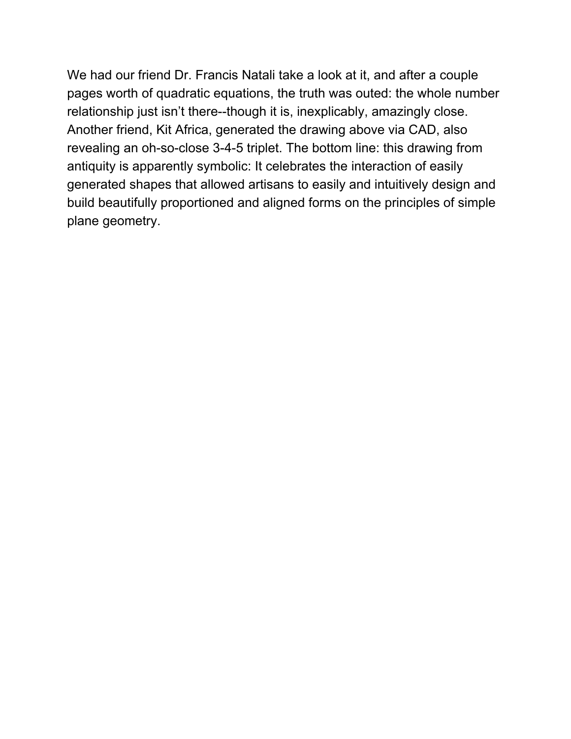We had our friend Dr. Francis Natali take a look at it, and after a couple pages worth of quadratic equations, the truth was outed: the whole number relationship just isn't there--though it is, inexplicably, amazingly close. Another friend, Kit Africa, generated the drawing above via CAD, also revealing an oh-so-close 3-4-5 triplet. The bottom line: this drawing from antiquity is apparently symbolic: It celebrates the interaction of easily generated shapes that allowed artisans to easily and intuitively design and build beautifully proportioned and aligned forms on the principles of simple plane geometry.